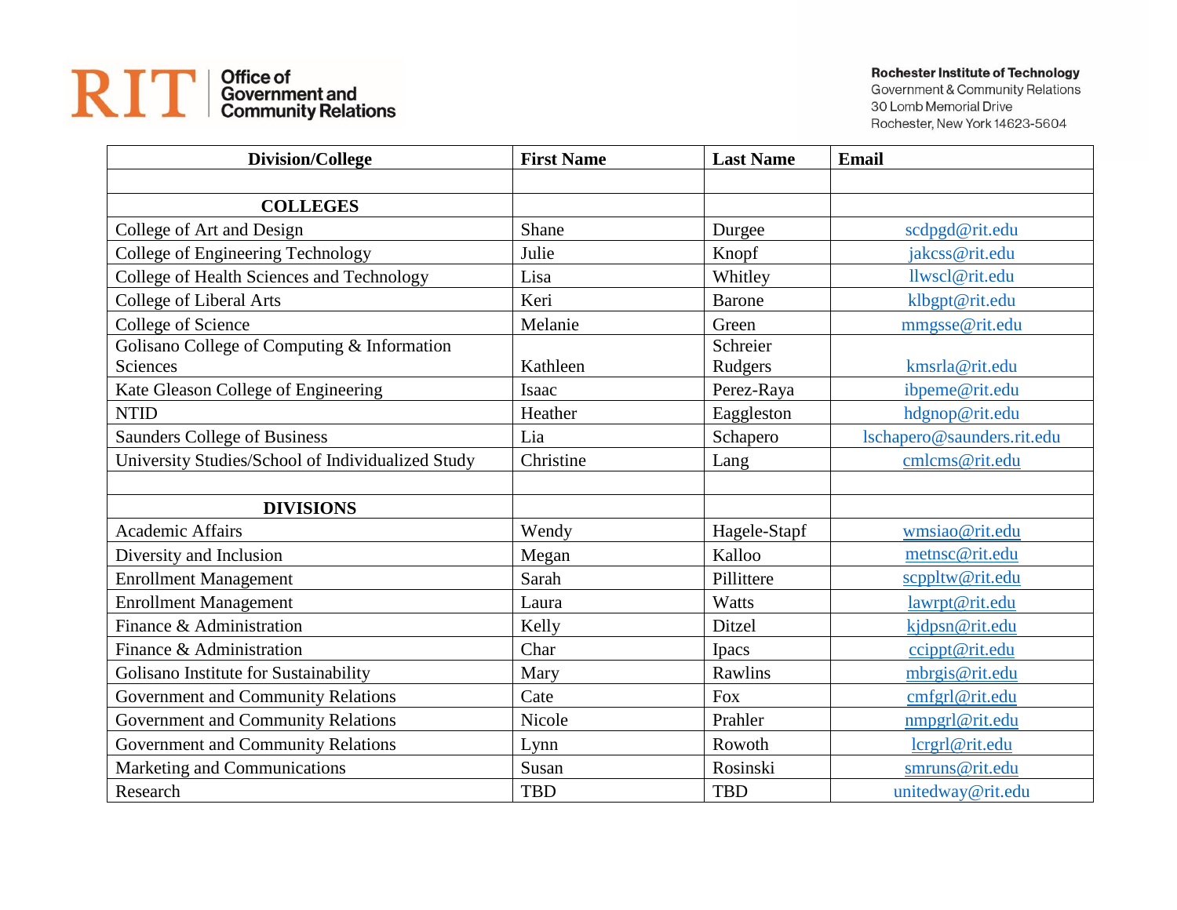**RIT** Office of Government and Community Relations

**Rochester Institute of Technology**
Government & Community Relations
30 Lomb Memorial Drive
Rochester, New York 14623-5604

| Division/College | First Name | Last Name | Email |
|---|---|---|---|
| | | | |
| **COLLEGES** | | | |
| College of Art and Design | Shane | Durgee | scdpgd@rit.edu |
| College of Engineering Technology | Julie | Knopf | jakcss@rit.edu |
| College of Health Sciences and Technology | Lisa | Whitley | llwscl@rit.edu |
| College of Liberal Arts | Keri | Barone | klbgpt@rit.edu |
| College of Science | Melanie | Green | mmgsse@rit.edu |
| Golisano College of Computing & Information Sciences | Kathleen | Schreier Rudgers | kmsrla@rit.edu |
| Kate Gleason College of Engineering | Isaac | Perez-Raya | ibpeme@rit.edu |
| NTID | Heather | Eaggleston | hdgnop@rit.edu |
| Saunders College of Business | Lia | Schapero | lschapero@saunders.rit.edu |
| University Studies/School of Individualized Study | Christine | Lang | cmlcms@rit.edu |
| | | | |
| **DIVISIONS** | | | |
| Academic Affairs | Wendy | Hagele-Stapf | wmsiao@rit.edu |
| Diversity and Inclusion | Megan | Kalloo | metnsc@rit.edu |
| Enrollment Management | Sarah | Pillittere | scppltw@rit.edu |
| Enrollment Management | Laura | Watts | lawrpt@rit.edu |
| Finance & Administration | Kelly | Ditzel | kjdpsn@rit.edu |
| Finance & Administration | Char | Ipacs | ccippt@rit.edu |
| Golisano Institute for Sustainability | Mary | Rawlins | mbrgis@rit.edu |
| Government and Community Relations | Cate | Fox | cmfgrl@rit.edu |
| Government and Community Relations | Nicole | Prahler | nmpgrl@rit.edu |
| Government and Community Relations | Lynn | Rowoth | lcrgrl@rit.edu |
| Marketing and Communications | Susan | Rosinski | smruns@rit.edu |
| Research | TBD | TBD | unitedway@rit.edu |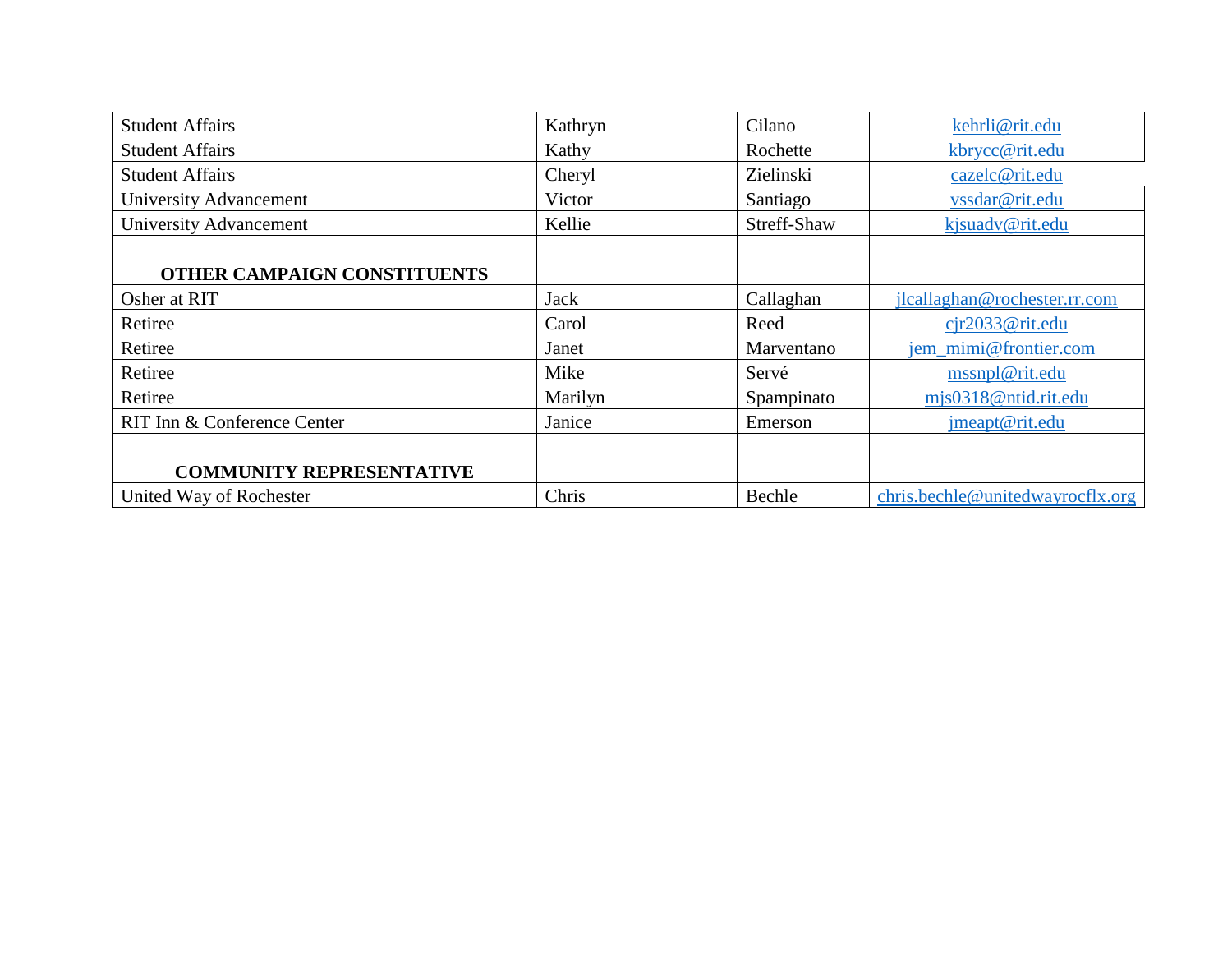| | | | |
|---|---|---|---|
| Student Affairs | Kathryn | Cilano | kehrli@rit.edu |
| Student Affairs | Kathy | Rochette | kbrycc@rit.edu |
| Student Affairs | Cheryl | Zielinski | cazelc@rit.edu |
| University Advancement | Victor | Santiago | vssdar@rit.edu |
| University Advancement | Kellie | Streff-Shaw | kjsuadv@rit.edu |
| | | | |
| **OTHER CAMPAIGN CONSTITUENTS** | | | |
| Osher at RIT | Jack | Callaghan | jlcallaghan@rochester.rr.com |
| Retiree | Carol | Reed | cjr2033@rit.edu |
| Retiree | Janet | Marventano | jem_mimi@frontier.com |
| Retiree | Mike | Servé | mssnpl@rit.edu |
| Retiree | Marilyn | Spampinato | mjs0318@ntid.rit.edu |
| RIT Inn & Conference Center | Janice | Emerson | jmeapt@rit.edu |
| | | | |
| **COMMUNITY REPRESENTATIVE** | | | |
| United Way of Rochester | Chris | Bechle | chris.bechle@unitedwayrocflx.org |